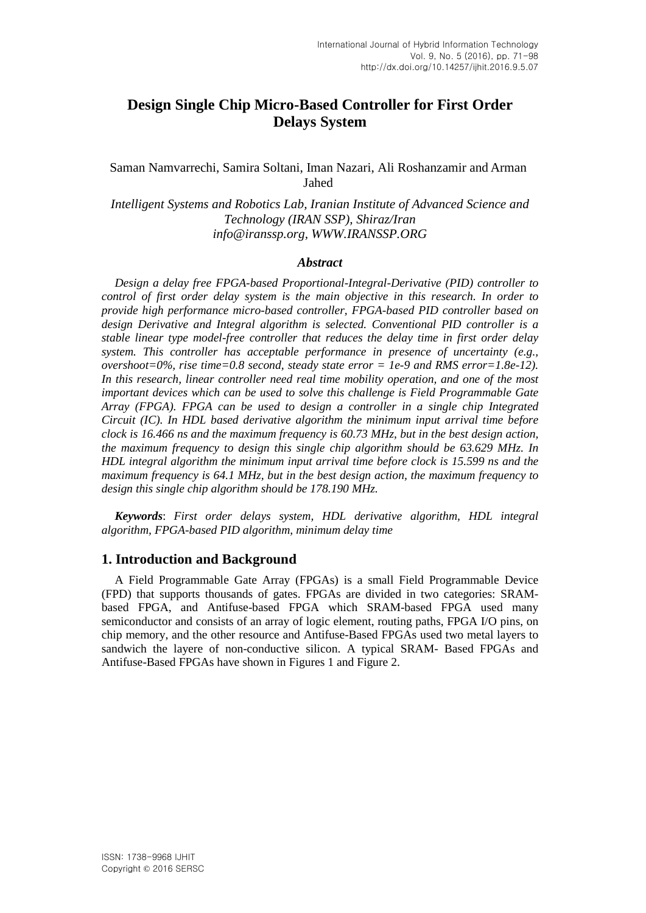# Design Single Chip Micro-Based Controller for First Order Delays System

Saman Namvarrechi, Samira Soltani, Iman Nazari, Ali Roshanzamir and Arman Jahed

*Intelligent Systems and Robotics Lab, Iranian Institute of Advanced Science and Technology (IRAN SSP), Shiraz/Iran*
*info@iranssp.org, WWW.IRANSSP.ORG*

## *Abstract*

*Design a delay free FPGA-based Proportional-Integral-Derivative (PID) controller to control of first order delay system is the main objective in this research. In order to provide high performance micro-based controller, FPGA-based PID controller based on design Derivative and Integral algorithm is selected. Conventional PID controller is a stable linear type model-free controller that reduces the delay time in first order delay system. This controller has acceptable performance in presence of uncertainty (e.g., overshoot=0%, rise time=0.8 second, steady state error = 1e-9 and RMS error=1.8e-12). In this research, linear controller need real time mobility operation, and one of the most important devices which can be used to solve this challenge is Field Programmable Gate Array (FPGA). FPGA can be used to design a controller in a single chip Integrated Circuit (IC). In HDL based derivative algorithm the minimum input arrival time before clock is 16.466 ns and the maximum frequency is 60.73 MHz, but in the best design action, the maximum frequency to design this single chip algorithm should be 63.629 MHz. In HDL integral algorithm the minimum input arrival time before clock is 15.599 ns and the maximum frequency is 64.1 MHz, but in the best design action, the maximum frequency to design this single chip algorithm should be 178.190 MHz.*

***Keywords***: *First order delays system, HDL derivative algorithm, HDL integral algorithm, FPGA-based PID algorithm, minimum delay time*

## 1. Introduction and Background

A Field Programmable Gate Array (FPGAs) is a small Field Programmable Device (FPD) that supports thousands of gates. FPGAs are divided in two categories: SRAM-based FPGA, and Antifuse-based FPGA which SRAM-based FPGA used many semiconductor and consists of an array of logic element, routing paths, FPGA I/O pins, on chip memory, and the other resource and Antifuse-Based FPGAs used two metal layers to sandwich the layere of non-conductive silicon. A typical SRAM- Based FPGAs and Antifuse-Based FPGAs have shown in Figures 1 and Figure 2.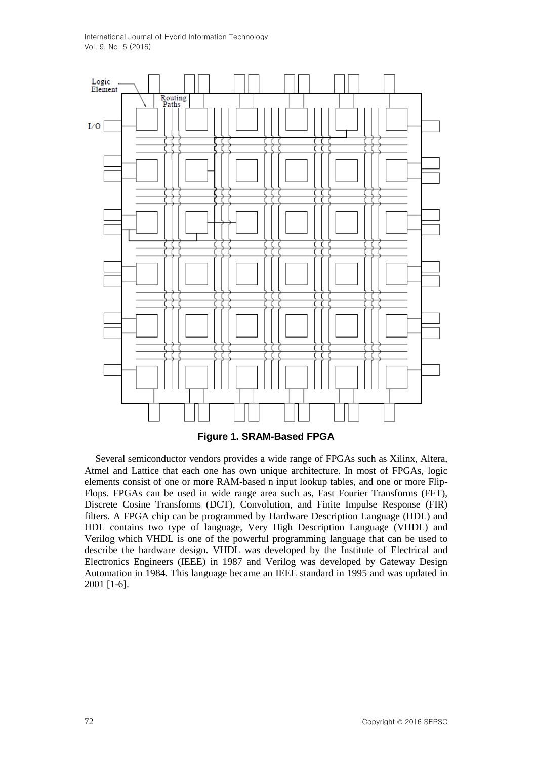Figure 1. SRAM-Based FPGA

Several semiconductor vendors provides a wide range of FPGAs such as Xilinx, Altera, Atmel and Lattice that each one has own unique architecture. In most of FPGAs, logic elements consist of one or more RAM-based n input lookup tables, and one or more Flip-Flops. FPGAs can be used in wide range area such as, Fast Fourier Transforms (FFT), Discrete Cosine Transforms (DCT), Convolution, and Finite Impulse Response (FIR) filters. A FPGA chip can be programmed by Hardware Description Language (HDL) and HDL contains two type of language, Very High Description Language (VHDL) and Verilog which VHDL is one of the powerful programming language that can be used to describe the hardware design. VHDL was developed by the Institute of Electrical and Electronics Engineers (IEEE) in 1987 and Verilog was developed by Gateway Design Automation in 1984. This language became an IEEE standard in 1995 and was updated in 2001 [1-6].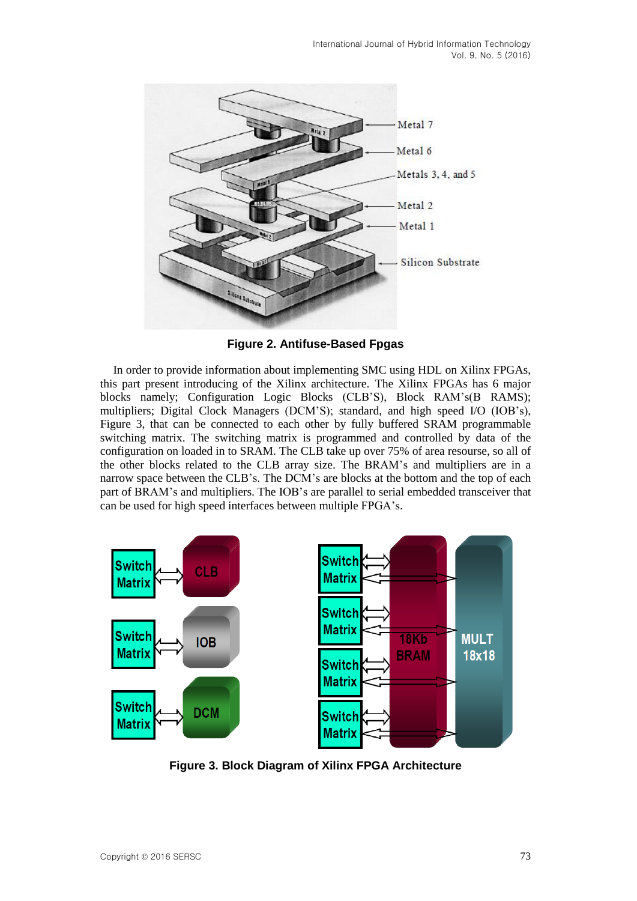**Figure 2. Antifuse-Based Fpgas**

In order to provide information about implementing SMC using HDL on Xilinx FPGAs, this part present introducing of the Xilinx architecture. The Xilinx FPGAs has 6 major blocks namely; Configuration Logic Blocks (CLB'S), Block RAM's(B RAMS); multipliers; Digital Clock Managers (DCM'S); standard, and high speed I/O (IOB's), Figure 3, that can be connected to each other by fully buffered SRAM programmable switching matrix. The switching matrix is programmed and controlled by data of the configuration on loaded in to SRAM. The CLB take up over 75% of area resourse, so all of the other blocks related to the CLB array size. The BRAM's and multipliers are in a narrow space between the CLB's. The DCM's are blocks at the bottom and the top of each part of BRAM's and multipliers. The IOB's are parallel to serial embedded transceiver that can be used for high speed interfaces between multiple FPGA's.

**Figure 3. Block Diagram of Xilinx FPGA Architecture**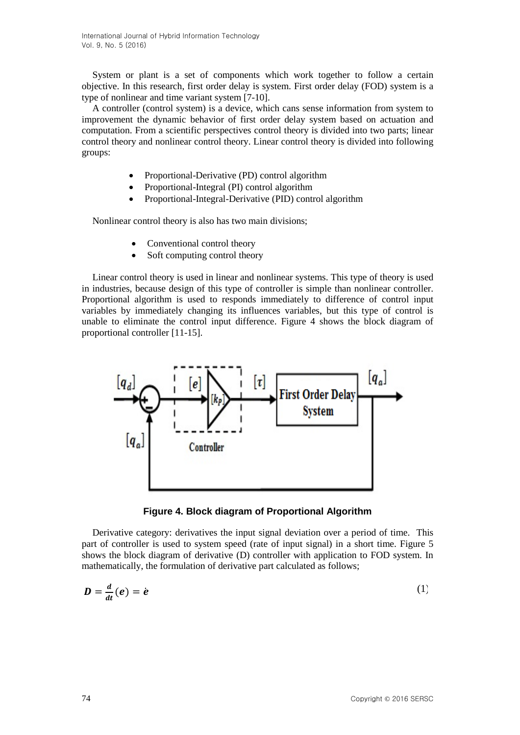System or plant is a set of components which work together to follow a certain objective. In this research, first order delay is system. First order delay (FOD) system is a type of nonlinear and time variant system [7-10].

A controller (control system) is a device, which cans sense information from system to improvement the dynamic behavior of first order delay system based on actuation and computation. From a scientific perspectives control theory is divided into two parts; linear control theory and nonlinear control theory. Linear control theory is divided into following groups:

- Proportional-Derivative (PD) control algorithm
- Proportional-Integral (PI) control algorithm
- Proportional-Integral-Derivative (PID) control algorithm

Nonlinear control theory is also has two main divisions;

- Conventional control theory
- Soft computing control theory

Linear control theory is used in linear and nonlinear systems. This type of theory is used in industries, because design of this type of controller is simple than nonlinear controller. Proportional algorithm is used to responds immediately to difference of control input variables by immediately changing its influences variables, but this type of control is unable to eliminate the control input difference. Figure 4 shows the block diagram of proportional controller [11-15].

**Figure 4. Block diagram of Proportional Algorithm**

Derivative category: derivatives the input signal deviation over a period of time. This part of controller is used to system speed (rate of input signal) in a short time. Figure 5 shows the block diagram of derivative (D) controller with application to FOD system. In mathematically, the formulation of derivative part calculated as follows;

$$\boldsymbol{D} = \frac{\boldsymbol{d}}{\boldsymbol{dt}}(\boldsymbol{e}) = \dot{\boldsymbol{e}} \tag{1}$$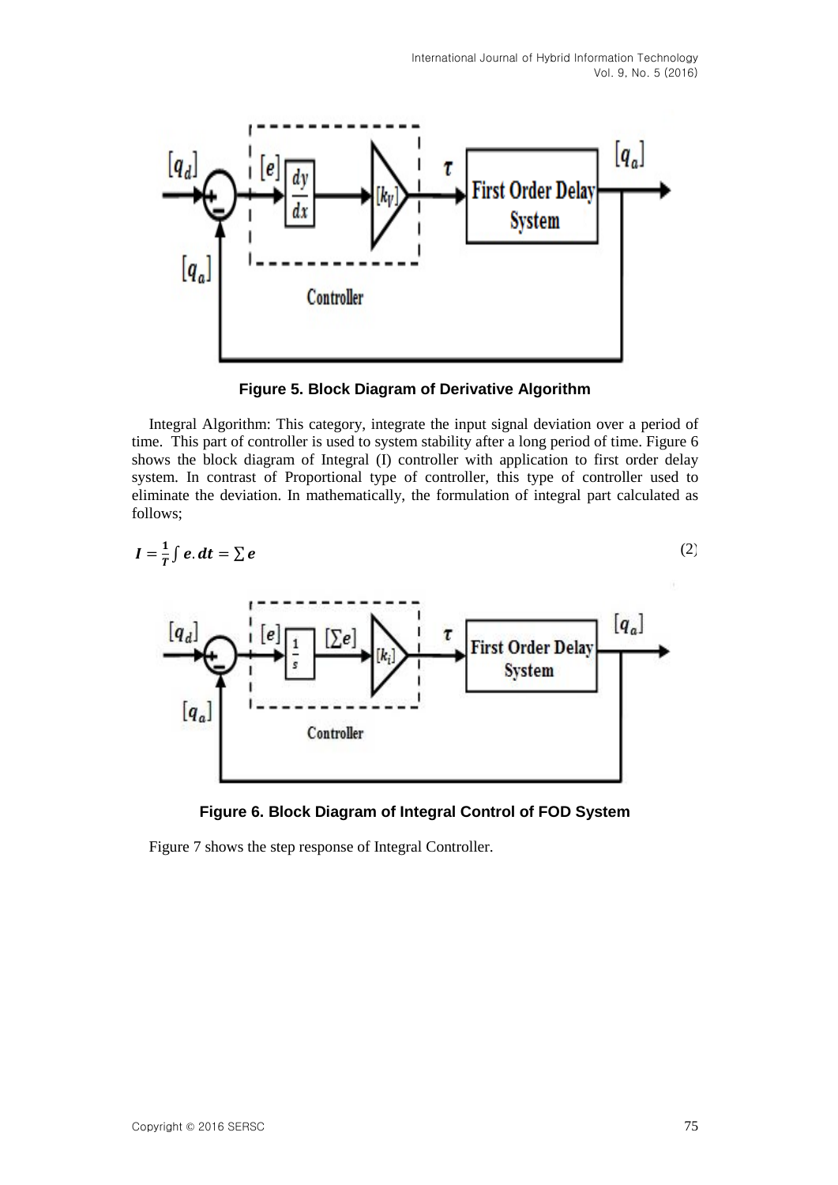**Figure 5. Block Diagram of Derivative Algorithm**

Integral Algorithm: This category, integrate the input signal deviation over a period of time. This part of controller is used to system stability after a long period of time. Figure 6 shows the block diagram of Integral (I) controller with application to first order delay system. In contrast of Proportional type of controller, this type of controller used to eliminate the deviation. In mathematically, the formulation of integral part calculated as follows;

$$\boldsymbol{I = \frac{1}{T}\int e.dt = \sum e} \quad (2)$$

**Figure 6. Block Diagram of Integral Control of FOD System**

Figure 7 shows the step response of Integral Controller.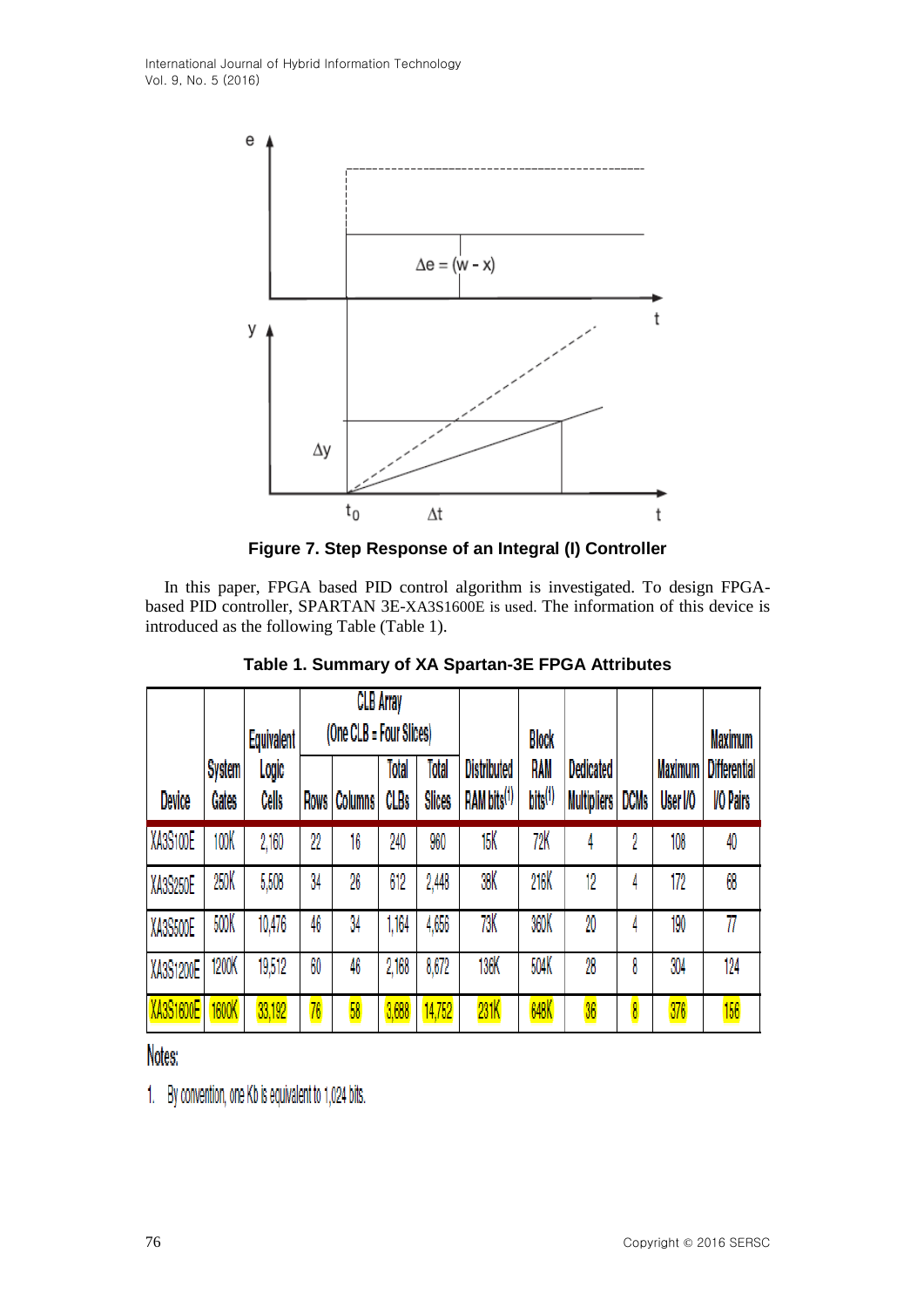Figure 7. Step Response of an Integral (I) Controller

In this paper, FPGA based PID control algorithm is investigated. To design FPGA-based PID controller, SPARTAN 3E-XA3S1600E is used. The information of this device is introduced as the following Table (Table 1).

**Table 1. Summary of XA Spartan-3E FPGA Attributes**

| Device | System Gates | Equivalent Logic Cells | CLB Array (One CLB = Four Slices) | | | | Distributed RAM bits[1] | Block RAM bits[1] | Dedicated Multipliers | DCMs | Maximum User I/O | Maximum Differential I/O Pairs |
|---|---|---|---|---|---|---|---|---|---|---|---|---|
| | | | Rows | Columns | Total CLBs | Total Slices | | | | | | |
| XA3S100E | 100K | 2,160 | 22 | 16 | 240 | 960 | 15K | 72K | 4 | 2 | 108 | 40 |
| XA3S250E | 250K | 5,508 | 34 | 26 | 612 | 2,448 | 38K | 216K | 12 | 4 | 172 | 68 |
| XA3S500E | 500K | 10,476 | 46 | 34 | 1,164 | 4,656 | 73K | 360K | 20 | 4 | 190 | 77 |
| XA3S1200E | 1200K | 19,512 | 60 | 46 | 2,168 | 8,672 | 136K | 504K | 28 | 8 | 304 | 124 |
| XA3S1600E | 1600K | 33,192 | 76 | 58 | 3,688 | 14,752 | 231K | 648K | 36 | 8 | 376 | 156 |

Notes:

1. By convention, one Kb is equivalent to 1,024 bits.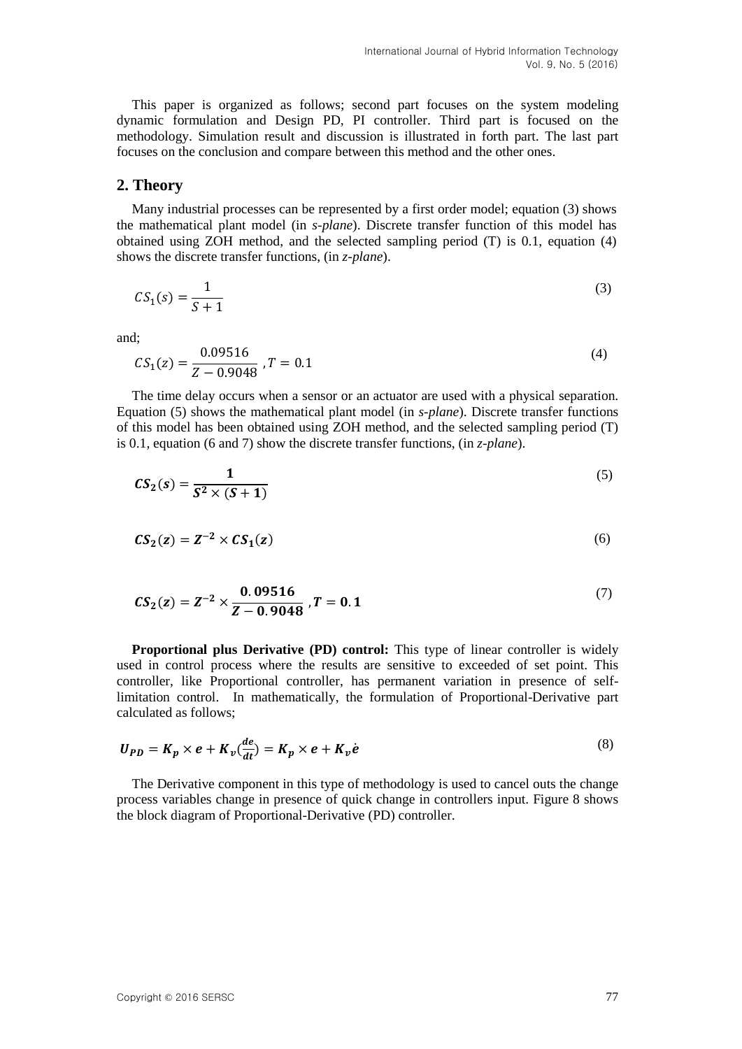This paper is organized as follows; second part focuses on the system modeling dynamic formulation and Design PD, PI controller. Third part is focused on the methodology. Simulation result and discussion is illustrated in forth part. The last part focuses on the conclusion and compare between this method and the other ones.

## 2. Theory

Many industrial processes can be represented by a first order model; equation (3) shows the mathematical plant model (in *s-plane*). Discrete transfer function of this model has obtained using ZOH method, and the selected sampling period (T) is 0.1, equation (4) shows the discrete transfer functions, (in *z-plane*).

$$CS_1(s) = \frac{1}{S+1} \tag{3}$$

and;

$$CS_1(z) = \frac{0.09516}{Z - 0.9048}\ , T = 0.1 \tag{4}$$

The time delay occurs when a sensor or an actuator are used with a physical separation. Equation (5) shows the mathematical plant model (in *s-plane*). Discrete transfer functions of this model has been obtained using ZOH method, and the selected sampling period (T) is 0.1, equation (6 and 7) show the discrete transfer functions, (in *z-plane*).

$$\boldsymbol{CS_2(s) = \frac{1}{S^2 \times (S+1)}} \tag{5}$$

$$\boldsymbol{CS_2(z) = Z^{-2} \times CS_1(z)} \tag{6}$$

$$\boldsymbol{CS_2(z) = Z^{-2} \times \frac{0.09516}{Z - 0.9048}\ , T = 0.1} \tag{7}$$

**Proportional plus Derivative (PD) control:** This type of linear controller is widely used in control process where the results are sensitive to exceeded of set point. This controller, like Proportional controller, has permanent variation in presence of self-limitation control. In mathematically, the formulation of Proportional-Derivative part calculated as follows;

$$\boldsymbol{U_{PD} = K_p \times e + K_v\left(\frac{de}{dt}\right) = K_p \times e + K_v \dot{e}} \tag{8}$$

The Derivative component in this type of methodology is used to cancel outs the change process variables change in presence of quick change in controllers input. Figure 8 shows the block diagram of Proportional-Derivative (PD) controller.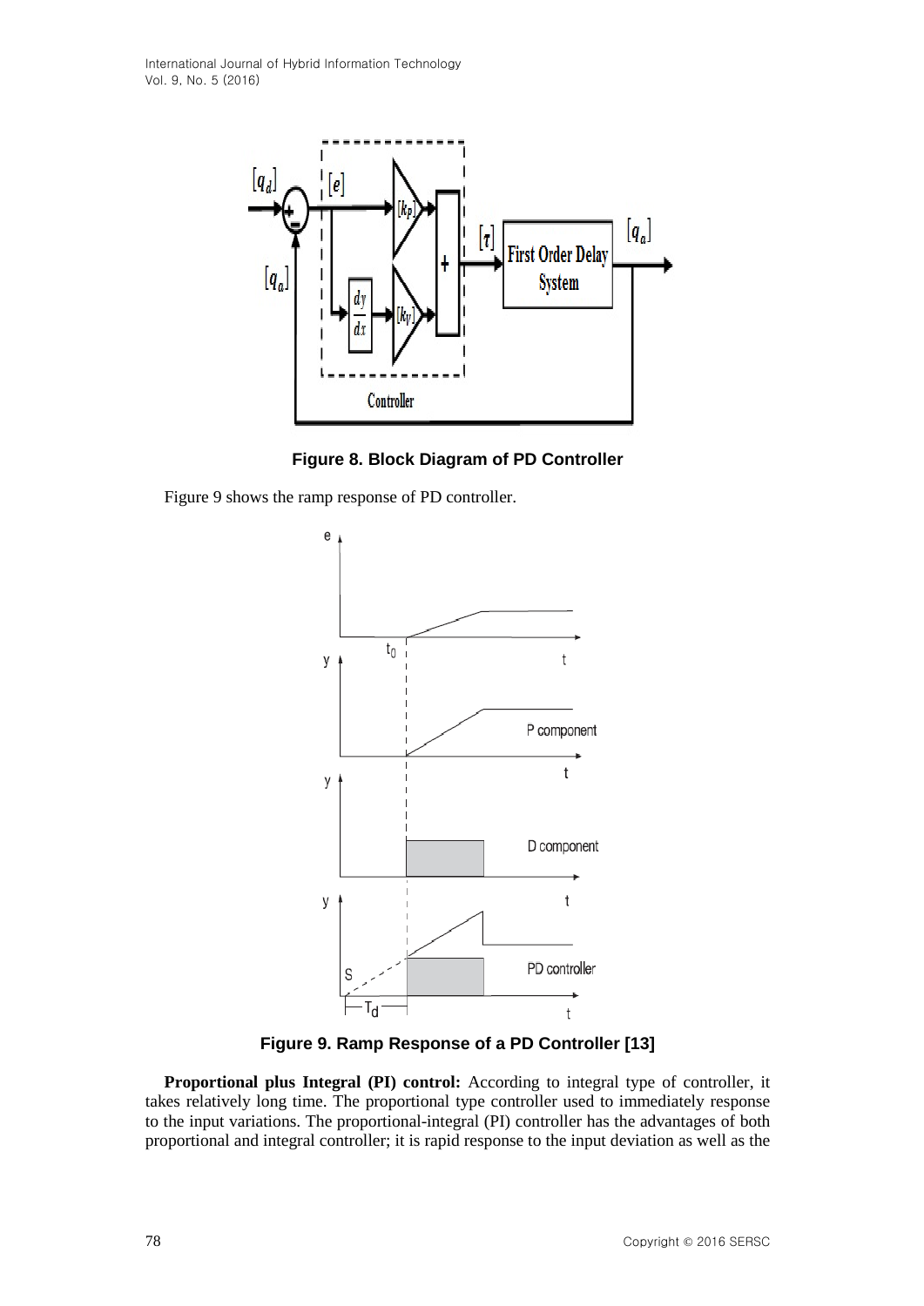**Figure 8. Block Diagram of PD Controller**

Figure 9 shows the ramp response of PD controller.

**Figure 9. Ramp Response of a PD Controller [13]**

**Proportional plus Integral (PI) control:** According to integral type of controller, it takes relatively long time. The proportional type controller used to immediately response to the input variations. The proportional-integral (PI) controller has the advantages of both proportional and integral controller; it is rapid response to the input deviation as well as the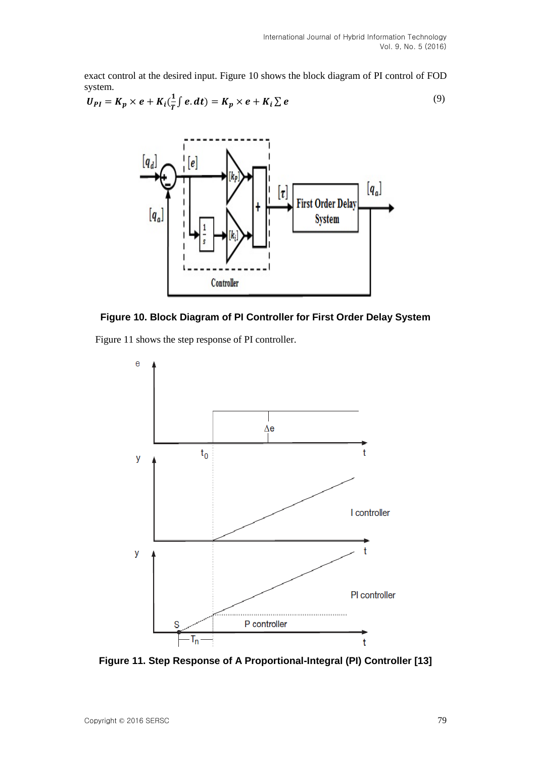exact control at the desired input. Figure 10 shows the block diagram of PI control of FOD system.

$$U_{PI} = K_p \times e + K_i(\frac{1}{T}\int e.dt) = K_p \times e + K_i \sum e \tag{9}$$

**Figure 10. Block Diagram of PI Controller for First Order Delay System**

Figure 11 shows the step response of PI controller.

**Figure 11. Step Response of A Proportional-Integral (PI) Controller [13]**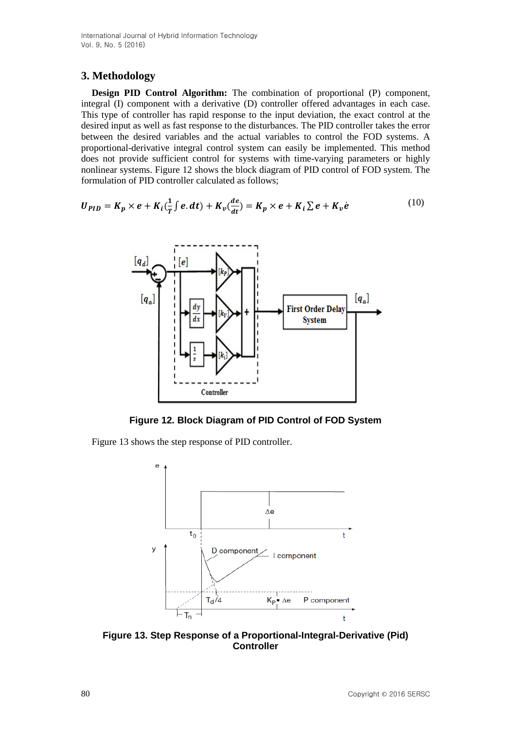## 3. Methodology

**Design PID Control Algorithm:** The combination of proportional (P) component, integral (I) component with a derivative (D) controller offered advantages in each case. This type of controller has rapid response to the input deviation, the exact control at the desired input as well as fast response to the disturbances. The PID controller takes the error between the desired variables and the actual variables to control the FOD systems. A proportional-derivative integral control system can easily be implemented. This method does not provide sufficient control for systems with time-varying parameters or highly nonlinear systems. Figure 12 shows the block diagram of PID control of FOD system. The formulation of PID controller calculated as follows;

$$U_{PID} = K_p \times e + K_i(\frac{1}{T}\int e.dt) + K_v(\frac{de}{dt}) = K_p \times e + K_i \sum e + K_v \dot{e} \tag{10}$$

**Figure 12. Block Diagram of PID Control of FOD System**

Figure 13 shows the step response of PID controller.

**Figure 13. Step Response of a Proportional-Integral-Derivative (Pid) Controller**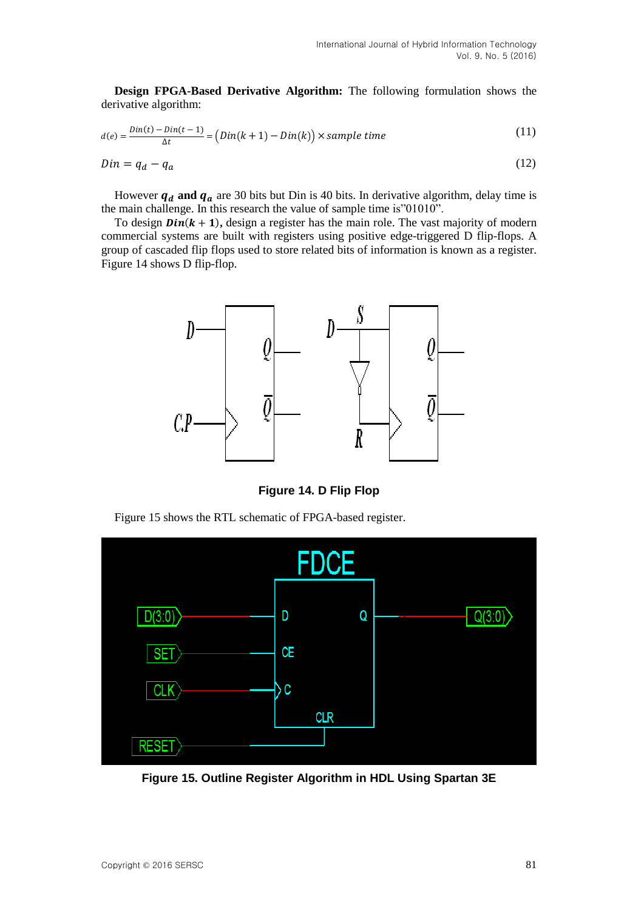**Design FPGA-Based Derivative Algorithm:** The following formulation shows the derivative algorithm:

$$d(e) = \frac{Din(t) - Din(t-1)}{\Delta t} = \big(Din(k+1) - Din(k)\big) \times sample\ time \tag{11}$$

$$Din = q_d - q_a \tag{12}$$

However $q_d$ **and** $q_a$ are 30 bits but Din is 40 bits. In derivative algorithm, delay time is the main challenge. In this research the value of sample time is"01010".

To design $\boldsymbol{Din(k+1)}$, design a register has the main role. The vast majority of modern commercial systems are built with registers using positive edge-triggered D flip-flops. A group of cascaded flip flops used to store related bits of information is known as a register. Figure 14 shows D flip-flop.

**Figure 14. D Flip Flop**

Figure 15 shows the RTL schematic of FPGA-based register.

**Figure 15. Outline Register Algorithm in HDL Using Spartan 3E**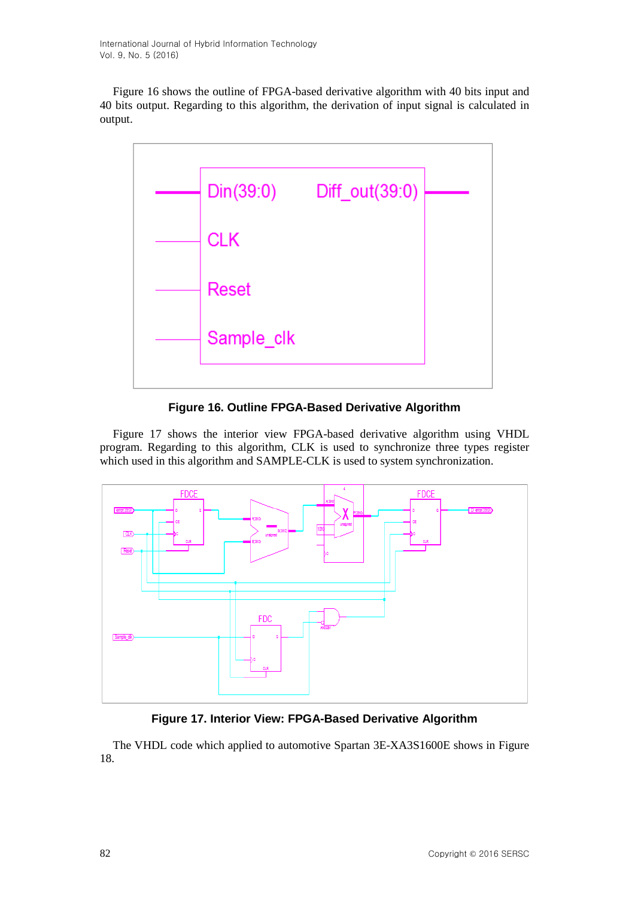Figure 16 shows the outline of FPGA-based derivative algorithm with 40 bits input and 40 bits output. Regarding to this algorithm, the derivation of input signal is calculated in output.

**Figure 16. Outline FPGA-Based Derivative Algorithm**

Figure 17 shows the interior view FPGA-based derivative algorithm using VHDL program. Regarding to this algorithm, CLK is used to synchronize three types register which used in this algorithm and SAMPLE-CLK is used to system synchronization.

**Figure 17. Interior View: FPGA-Based Derivative Algorithm**

The VHDL code which applied to automotive Spartan 3E-XA3S1600E shows in Figure 18.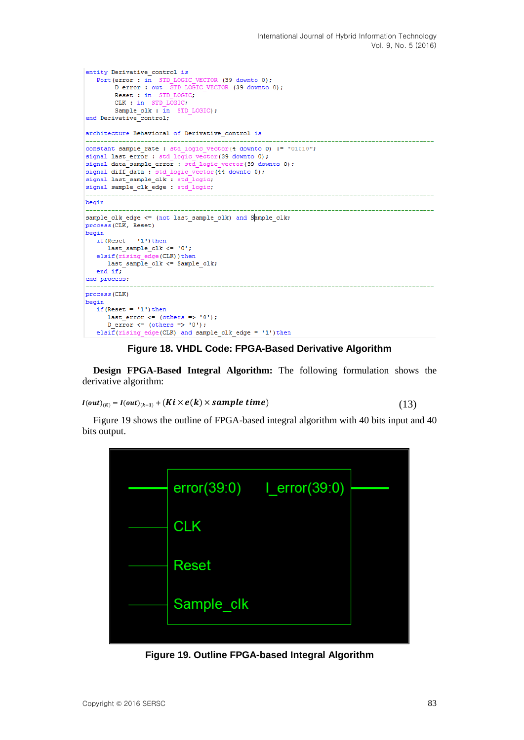```
entity Derivative_control is
   Port(error : in  STD_LOGIC_VECTOR (39 downto 0);
        D_error : out  STD_LOGIC_VECTOR (39 downto 0);
        Reset : in  STD_LOGIC;
        CLK : in  STD_LOGIC;
        Sample_clk : in  STD_LOGIC);
end Derivative_control;

architecture Behavioral of Derivative_control is
-----------------------------------------------------------------------------------------
constant sample_rate : std_logic_vector(4 downto 0) := "01010";
signal last_error : std_logic_vector(39 downto 0);
signal data_sample_error : std_logic_vector(39 downto 0);
signal diff_data : std_logic_vector(44 downto 0);
signal last_sample_clk : std_logic;
signal sample_clk_edge : std_logic;
-----------------------------------------------------------------------------------------
begin
-----------------------------------------------------------------------------------------
sample_clk_edge <= (not last_sample_clk) and Sample_clk;
process(CLK, Reset)
begin
   if(Reset = '1')then
      last_sample_clk <= '0';
   elsif(rising_edge(CLK))then
      last_sample_clk <= Sample_clk;
   end if;
end process;
-----------------------------------------------------------------------------------------
process(CLK)
begin
   if(Reset = '1')then
      last_error <= (others => '0');
      D_error <= (others => '0');
   elsif(rising_edge(CLK) and sample_clk_edge = '1')then
```

**Figure 18. VHDL Code: FPGA-Based Derivative Algorithm**

**Design FPGA-Based Integral Algorithm:** The following formulation shows the derivative algorithm:

$$I(out)_{(K)} = I(out)_{(k-1)} + (Ki \times e(k) \times sample\ time) \tag{13}$$

Figure 19 shows the outline of FPGA-based integral algorithm with 40 bits input and 40 bits output.

**Figure 19. Outline FPGA-based Integral Algorithm**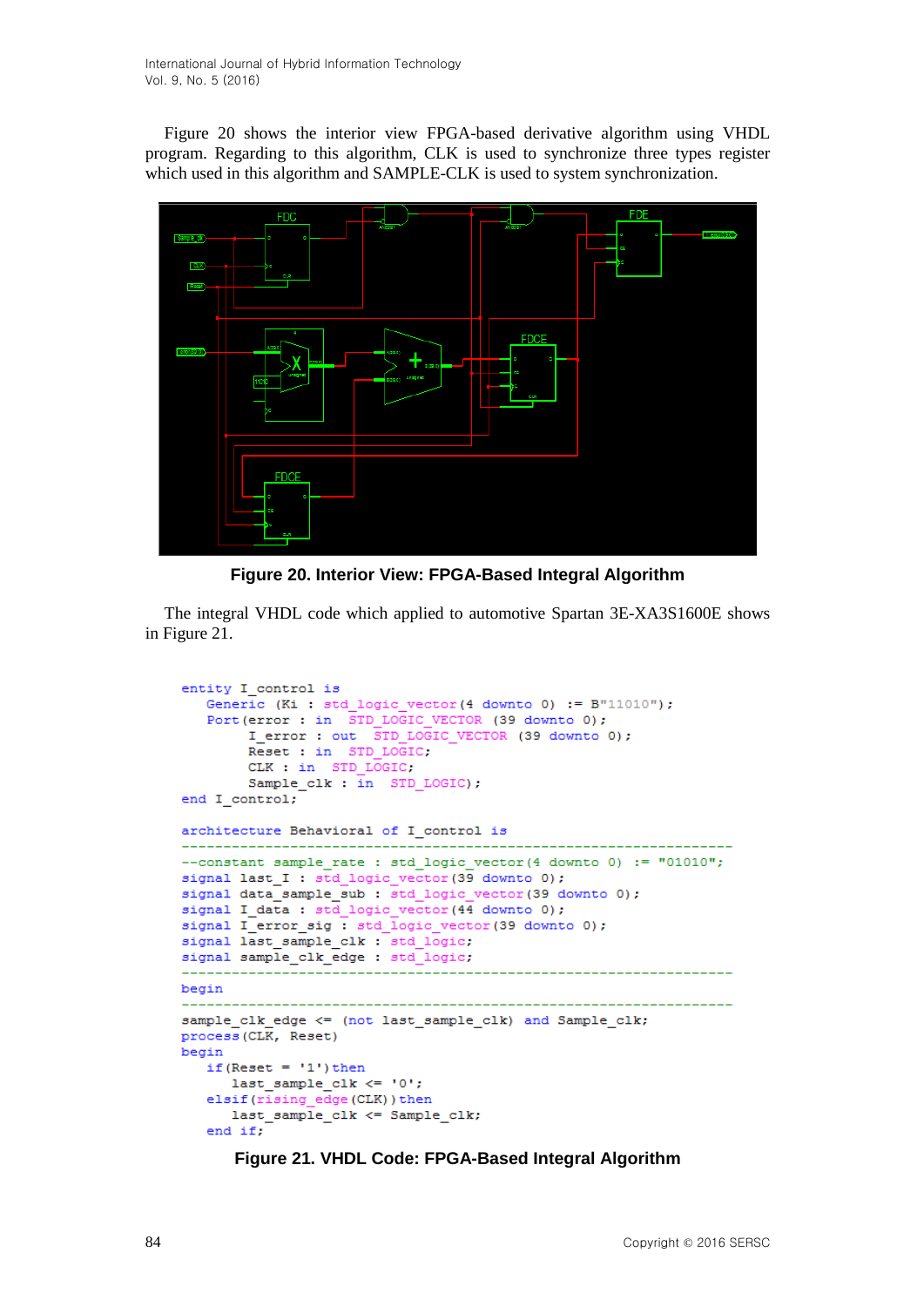Figure 20 shows the interior view FPGA-based derivative algorithm using VHDL program. Regarding to this algorithm, CLK is used to synchronize three types register which used in this algorithm and SAMPLE-CLK is used to system synchronization.

**Figure 20. Interior View: FPGA-Based Integral Algorithm**

The integral VHDL code which applied to automotive Spartan 3E-XA3S1600E shows in Figure 21.

```
entity I_control is
    Generic (Ki : std_logic_vector(4 downto 0)  := B"11010");
    Port(error : in  STD_LOGIC_VECTOR (39 downto 0);
         I_error : out  STD_LOGIC_VECTOR (39 downto 0);
         Reset : in  STD_LOGIC;
         CLK : in  STD_LOGIC;
         Sample_clk : in  STD_LOGIC);
end I_control;

architecture Behavioral of I_control is
------------------------------------------------------------------
--constant sample_rate : std_logic_vector(4 downto 0)  := "01010";
signal last_I : std_logic_vector(39 downto 0);
signal data_sample_sub : std_logic_vector(39 downto 0);
signal I_data : std_logic_vector(44 downto 0);
signal I_error_sig : std_logic_vector(39 downto 0);
signal last_sample_clk : std_logic;
signal sample_clk_edge : std_logic;
------------------------------------------------------------------
begin
------------------------------------------------------------------
sample_clk_edge <= (not last_sample_clk) and Sample_clk;
process(CLK, Reset)
begin
    if(Reset = '1')then
        last_sample_clk <= '0';
    elsif(rising_edge(CLK))then
        last_sample_clk <= Sample_clk;
    end if;
```

**Figure 21. VHDL Code: FPGA-Based Integral Algorithm**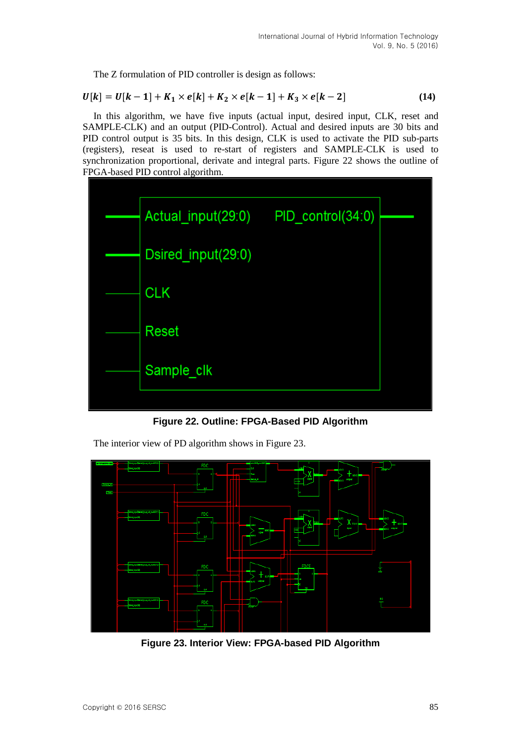The Z formulation of PID controller is design as follows:

$$U[k] = U[k-1] + K_1 \times e[k] + K_2 \times e[k-1] + K_3 \times e[k-2] \quad \textbf{(14)}$$

In this algorithm, we have five inputs (actual input, desired input, CLK, reset and SAMPLE-CLK) and an output (PID-Control). Actual and desired inputs are 30 bits and PID control output is 35 bits. In this design, CLK is used to activate the PID sub-parts (registers), reseat is used to re-start of registers and SAMPLE-CLK is used to synchronization proportional, derivate and integral parts. Figure 22 shows the outline of FPGA-based PID control algorithm.

**Figure 22. Outline: FPGA-Based PID Algorithm**

The interior view of PD algorithm shows in Figure 23.

**Figure 23. Interior View: FPGA-based PID Algorithm**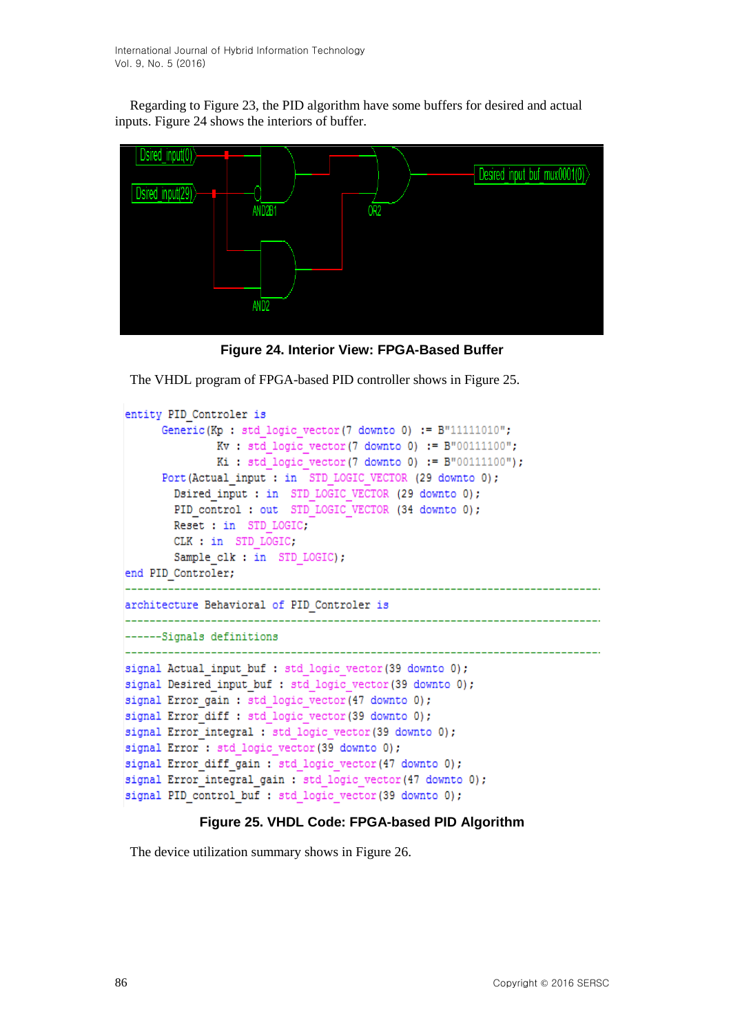Regarding to Figure 23, the PID algorithm have some buffers for desired and actual inputs. Figure 24 shows the interiors of buffer.

**Figure 24. Interior View: FPGA-Based Buffer**

The VHDL program of FPGA-based PID controller shows in Figure 25.

```
entity PID_Controler is
      Generic(Kp : std_logic_vector(7 downto 0)  := B"11111010";
              Kv : std_logic_vector(7 downto 0)  := B"00111100";
              Ki : std_logic_vector(7 downto 0)  := B"00111100");
      Port(Actual_input : in  STD_LOGIC_VECTOR (29 downto 0);
        Dsired_input : in  STD_LOGIC_VECTOR (29 downto 0);
        PID_control : out  STD_LOGIC_VECTOR (34 downto 0);
        Reset : in  STD_LOGIC;
        CLK : in  STD_LOGIC;
        Sample_clk : in  STD_LOGIC);
end PID_Controler;
------------------------------------------------------------------------------
architecture Behavioral of PID_Controler is
------------------------------------------------------------------------------
------Signals definitions
------------------------------------------------------------------------------
signal Actual_input_buf : std_logic_vector(39 downto 0);
signal Desired_input_buf : std_logic_vector(39 downto 0);
signal Error_gain : std_logic_vector(47 downto 0);
signal Error_diff : std_logic_vector(39 downto 0);
signal Error_integral : std_logic_vector(39 downto 0);
signal Error : std_logic_vector(39 downto 0);
signal Error_diff_gain : std_logic_vector(47 downto 0);
signal Error_integral_gain : std_logic_vector(47 downto 0);
signal PID_control_buf : std_logic_vector(39 downto 0);
```

**Figure 25. VHDL Code: FPGA-based PID Algorithm**

The device utilization summary shows in Figure 26.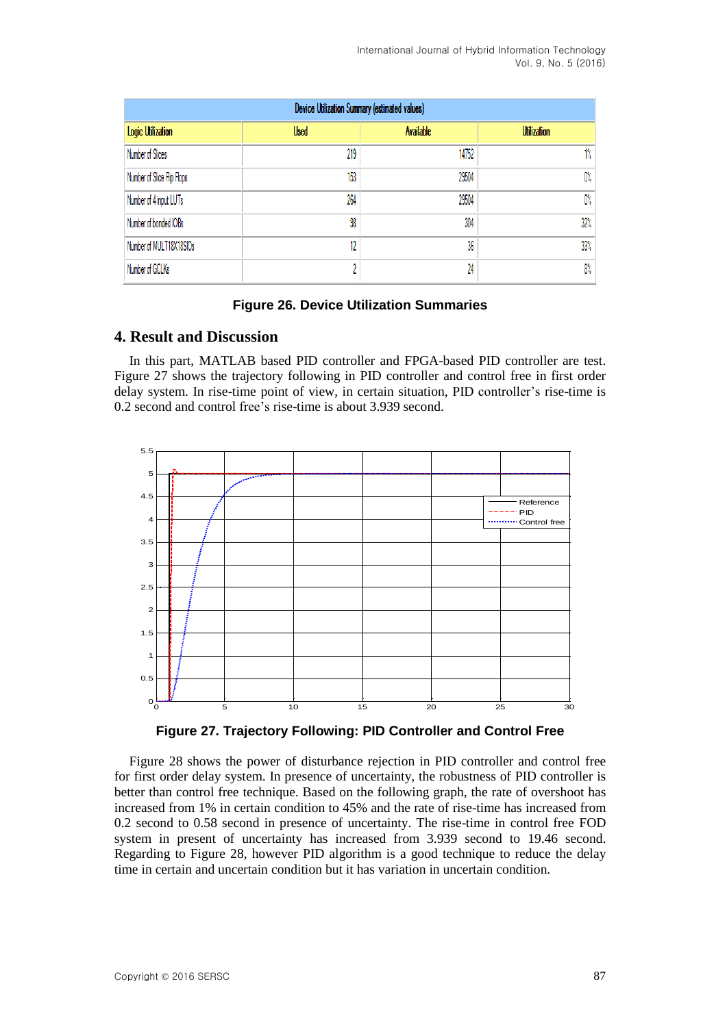| Device Utilization Summary (estimated values) | | | |
| --- | --- | --- | --- |
| Logic Utilization | Used | Available | Utilization |
| Number of Slices | 219 | 14752 | 1% |
| Number of Slice Flip Flops | 153 | 29504 | 0% |
| Number of 4 input LUTs | 264 | 29504 | 0% |
| Number of bonded IOBs | 98 | 304 | 32% |
| Number of MULT18X18SIOs | 12 | 36 | 33% |
| Number of GCLKs | 2 | 24 | 8% |

**Figure 26. Device Utilization Summaries**

## 4. Result and Discussion

In this part, MATLAB based PID controller and FPGA-based PID controller are test. Figure 27 shows the trajectory following in PID controller and control free in first order delay system. In rise-time point of view, in certain situation, PID controller's rise-time is 0.2 second and control free's rise-time is about 3.939 second.

**Figure 27. Trajectory Following: PID Controller and Control Free**

Figure 28 shows the power of disturbance rejection in PID controller and control free for first order delay system. In presence of uncertainty, the robustness of PID controller is better than control free technique. Based on the following graph, the rate of overshoot has increased from 1% in certain condition to 45% and the rate of rise-time has increased from 0.2 second to 0.58 second in presence of uncertainty. The rise-time in control free FOD system in present of uncertainty has increased from 3.939 second to 19.46 second. Regarding to Figure 28, however PID algorithm is a good technique to reduce the delay time in certain and uncertain condition but it has variation in uncertain condition.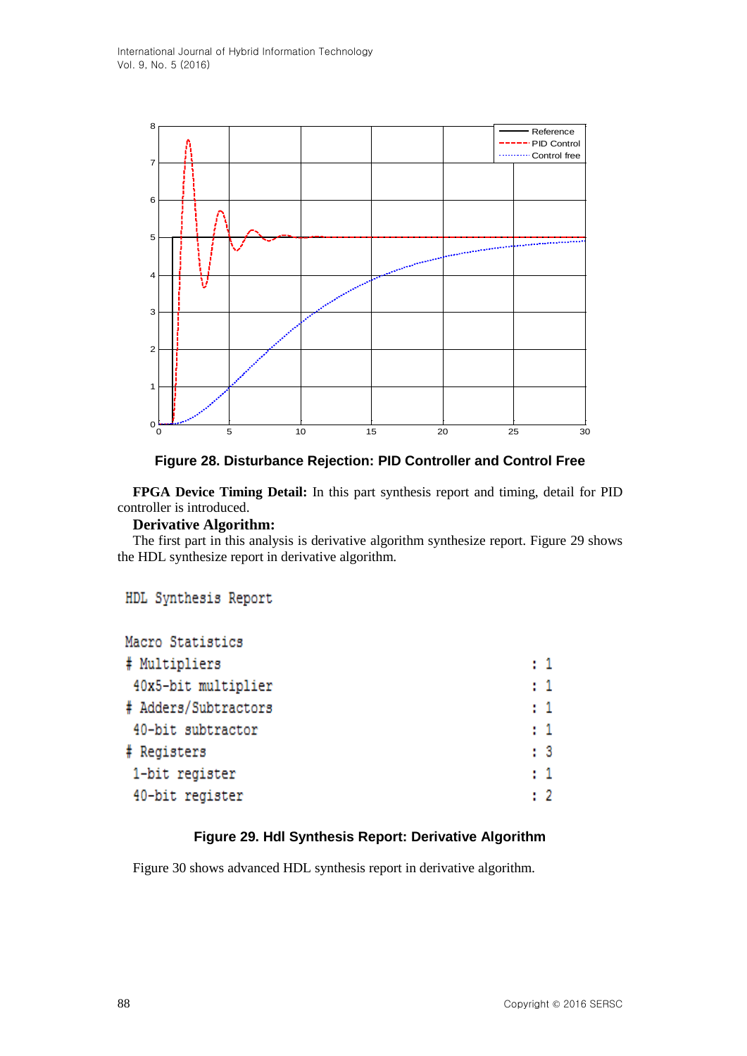Figure 28. Disturbance Rejection: PID Controller and Control Free

**FPGA Device Timing Detail:** In this part synthesis report and timing, detail for PID controller is introduced.

**Derivative Algorithm:**

The first part in this analysis is derivative algorithm synthesize report. Figure 29 shows the HDL synthesize report in derivative algorithm.

```
HDL Synthesis Report

Macro Statistics
# Multipliers                                    : 1
 40x5-bit multiplier                             : 1
# Adders/Subtractors                             : 1
 40-bit subtractor                               : 1
# Registers                                      : 3
 1-bit register                                  : 1
 40-bit register                                 : 2
```

Figure 29. Hdl Synthesis Report: Derivative Algorithm

Figure 30 shows advanced HDL synthesis report in derivative algorithm.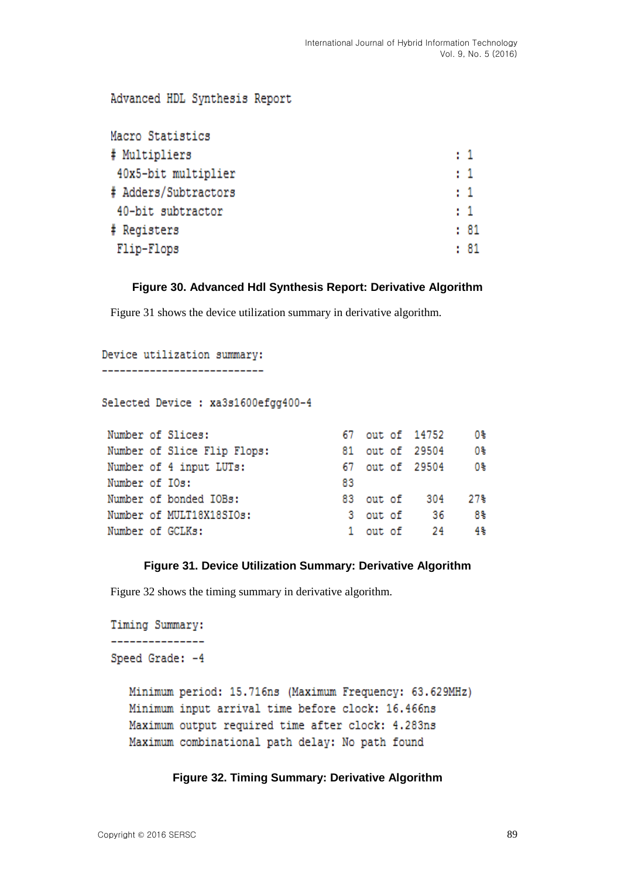```
Advanced HDL Synthesis Report

Macro Statistics
# Multipliers                                          : 1
 40x5-bit multiplier                                   : 1
# Adders/Subtractors                                   : 1
 40-bit subtractor                                     : 1
# Registers                                            : 81
 Flip-Flops                                            : 81
```

**Figure 30. Advanced Hdl Synthesis Report: Derivative Algorithm**

Figure 31 shows the device utilization summary in derivative algorithm.

```
Device utilization summary:
---------------------------

Selected Device : xa3s1600efgg400-4

 Number of Slices:                       67  out of  14752     0%
 Number of Slice Flip Flops:             81  out of  29504     0%
 Number of 4 input LUTs:                 67  out of  29504     0%
 Number of IOs:                          83
 Number of bonded IOBs:                  83  out of    304    27%
 Number of MULT18X18SIOs:                 3  out of     36     8%
 Number of GCLKs:                         1  out of     24     4%
```

**Figure 31. Device Utilization Summary: Derivative Algorithm**

Figure 32 shows the timing summary in derivative algorithm.

```
Timing Summary:
---------------
Speed Grade: -4

   Minimum period: 15.716ns (Maximum Frequency: 63.629MHz)
   Minimum input arrival time before clock: 16.466ns
   Maximum output required time after clock: 4.283ns
   Maximum combinational path delay: No path found
```

**Figure 32. Timing Summary: Derivative Algorithm**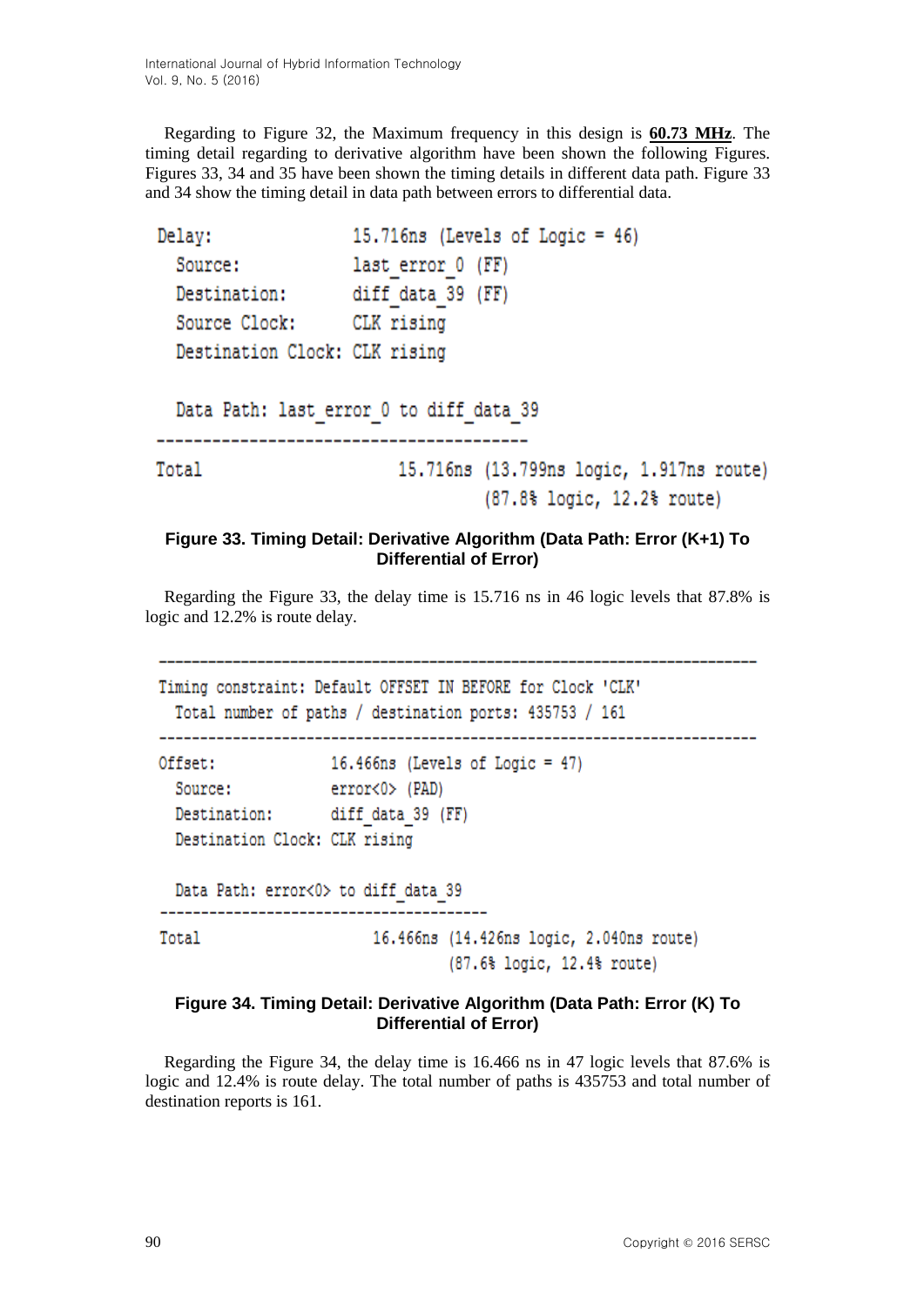Regarding to Figure 32, the Maximum frequency in this design is **60.73 MHz**. The timing detail regarding to derivative algorithm have been shown the following Figures. Figures 33, 34 and 35 have been shown the timing details in different data path. Figure 33 and 34 show the timing detail in data path between errors to differential data.

```
Delay:              15.716ns (Levels of Logic = 46)
  Source:           last_error_0 (FF)
  Destination:      diff_data_39 (FF)
  Source Clock:     CLK rising
  Destination Clock: CLK rising

  Data Path: last_error_0 to diff_data_39
 ----------------------------------------
Total                      15.716ns (13.799ns logic, 1.917ns route)
                                    (87.8% logic, 12.2% route)
```

**Figure 33. Timing Detail: Derivative Algorithm (Data Path: Error (K+1) To Differential of Error)**

Regarding the Figure 33, the delay time is 15.716 ns in 46 logic levels that 87.8% is logic and 12.2% is route delay.

```
-------------------------------------------------------------------------
Timing constraint: Default OFFSET IN BEFORE for Clock 'CLK'
  Total number of paths / destination ports: 435753 / 161
-------------------------------------------------------------------------
Offset:              16.466ns (Levels of Logic = 47)
  Source:            error<0> (PAD)
  Destination:       diff_data_39 (FF)
  Destination Clock: CLK rising

  Data Path: error<0> to diff_data_39
 ----------------------------------------
Total                      16.466ns (14.426ns logic, 2.040ns route)
                                    (87.6% logic, 12.4% route)
```

**Figure 34. Timing Detail: Derivative Algorithm (Data Path: Error (K) To Differential of Error)**

Regarding the Figure 34, the delay time is 16.466 ns in 47 logic levels that 87.6% is logic and 12.4% is route delay. The total number of paths is 435753 and total number of destination reports is 161.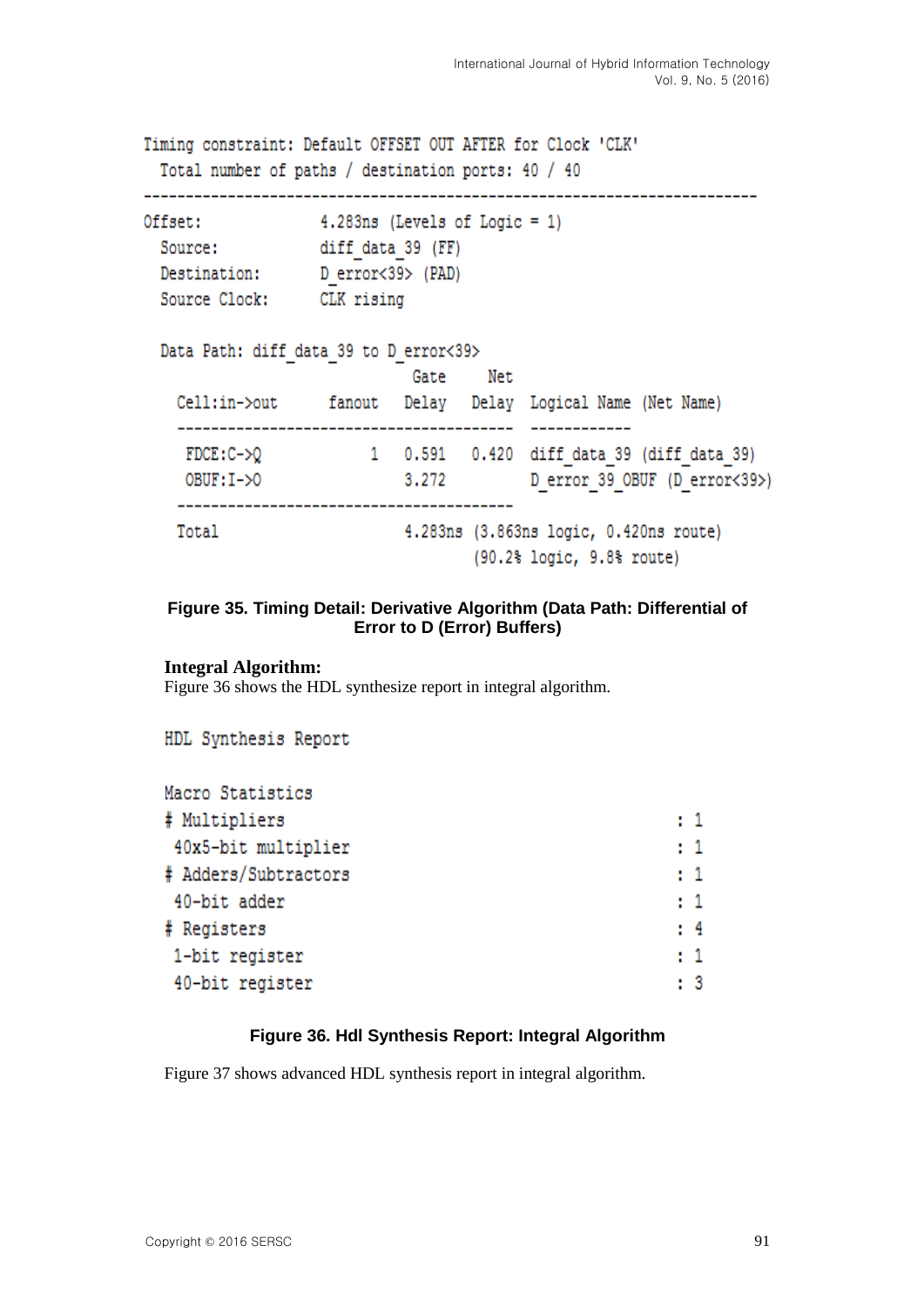```
Timing constraint: Default OFFSET OUT AFTER for Clock 'CLK'
  Total number of paths / destination ports: 40 / 40
-------------------------------------------------------------------------
Offset:              4.283ns (Levels of Logic = 1)
  Source:            diff_data_39 (FF)
  Destination:       D_error<39> (PAD)
  Source Clock:      CLK rising

  Data Path: diff_data_39 to D_error<39>
                                Gate     Net
    Cell:in->out      fanout   Delay   Delay  Logical Name (Net Name)
    ----------------------------------------  ------------
     FDCE:C->Q             1   0.591   0.420  diff_data_39 (diff_data_39)
     OBUF:I->O                 3.272          D_error_39_OBUF (D_error<39>)
    ----------------------------------------
    Total                      4.283ns (3.863ns logic, 0.420ns route)
                                       (90.2% logic, 9.8% route)
```

**Figure 35. Timing Detail: Derivative Algorithm (Data Path: Differential of Error to D (Error) Buffers)**

**Integral Algorithm:**

Figure 36 shows the HDL synthesize report in integral algorithm.

```
HDL Synthesis Report

Macro Statistics
# Multipliers                                          : 1
 40x5-bit multiplier                                   : 1
# Adders/Subtractors                                   : 1
 40-bit adder                                          : 1
# Registers                                            : 4
 1-bit register                                        : 1
 40-bit register                                       : 3
```

**Figure 36. Hdl Synthesis Report: Integral Algorithm**

Figure 37 shows advanced HDL synthesis report in integral algorithm.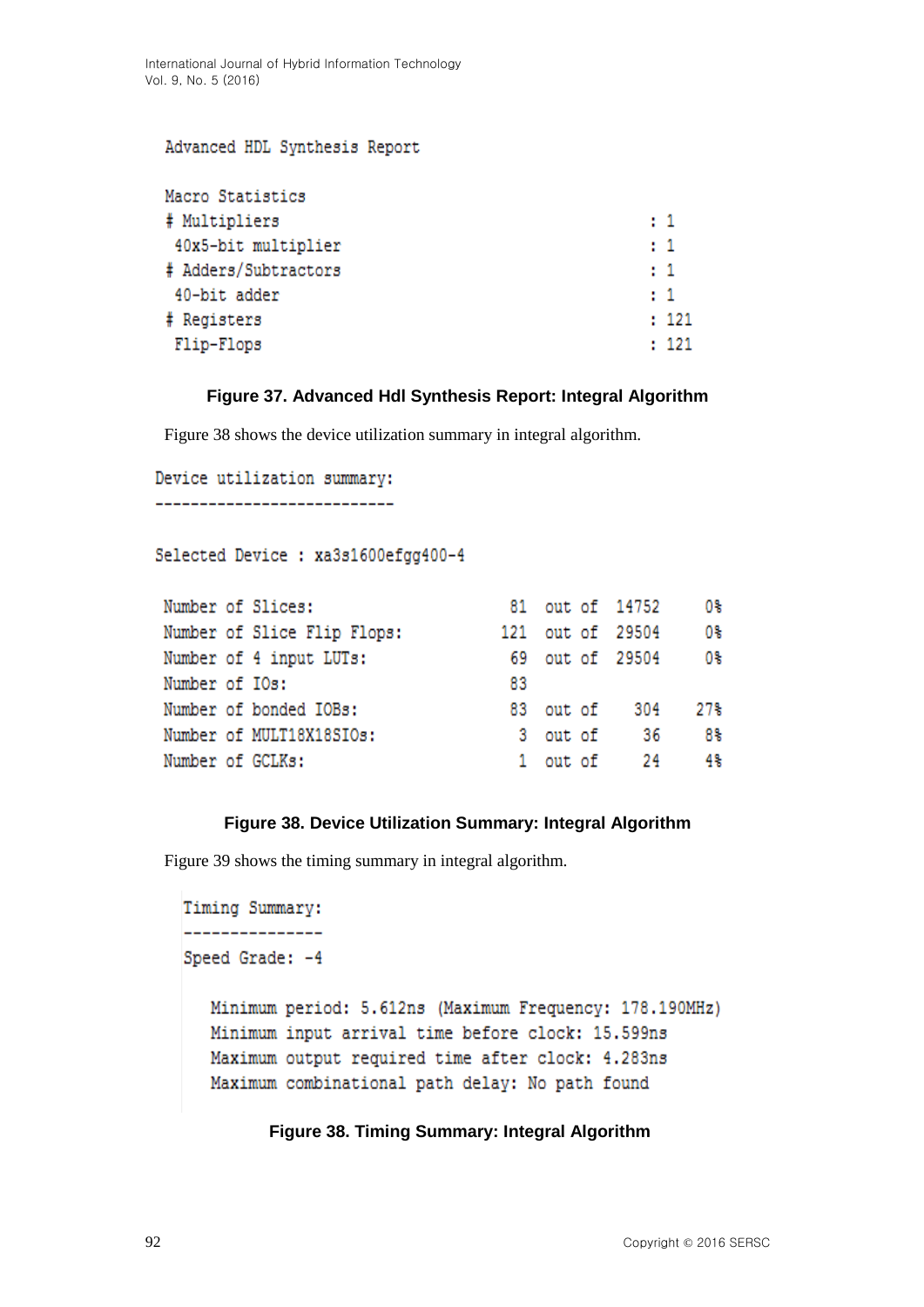```
Advanced HDL Synthesis Report

Macro Statistics
# Multipliers                                        : 1
 40x5-bit multiplier                                 : 1
# Adders/Subtractors                                 : 1
 40-bit adder                                        : 1
# Registers                                          : 121
 Flip-Flops                                          : 121
```

**Figure 37. Advanced Hdl Synthesis Report: Integral Algorithm**

Figure 38 shows the device utilization summary in integral algorithm.

```
Device utilization summary:
---------------------------

Selected Device : xa3s1600efgg400-4

 Number of Slices:                       81  out of  14752     0%
 Number of Slice Flip Flops:            121  out of  29504     0%
 Number of 4 input LUTs:                 69  out of  29504     0%
 Number of IOs:                          83
 Number of bonded IOBs:                  83  out of    304    27%
 Number of MULT18X18SIOs:                 3  out of     36     8%
 Number of GCLKs:                         1  out of     24     4%
```

**Figure 38. Device Utilization Summary: Integral Algorithm**

Figure 39 shows the timing summary in integral algorithm.

```
Timing Summary:
---------------
Speed Grade: -4

   Minimum period: 5.612ns (Maximum Frequency: 178.190MHz)
   Minimum input arrival time before clock: 15.599ns
   Maximum output required time after clock: 4.283ns
   Maximum combinational path delay: No path found
```

**Figure 38. Timing Summary: Integral Algorithm**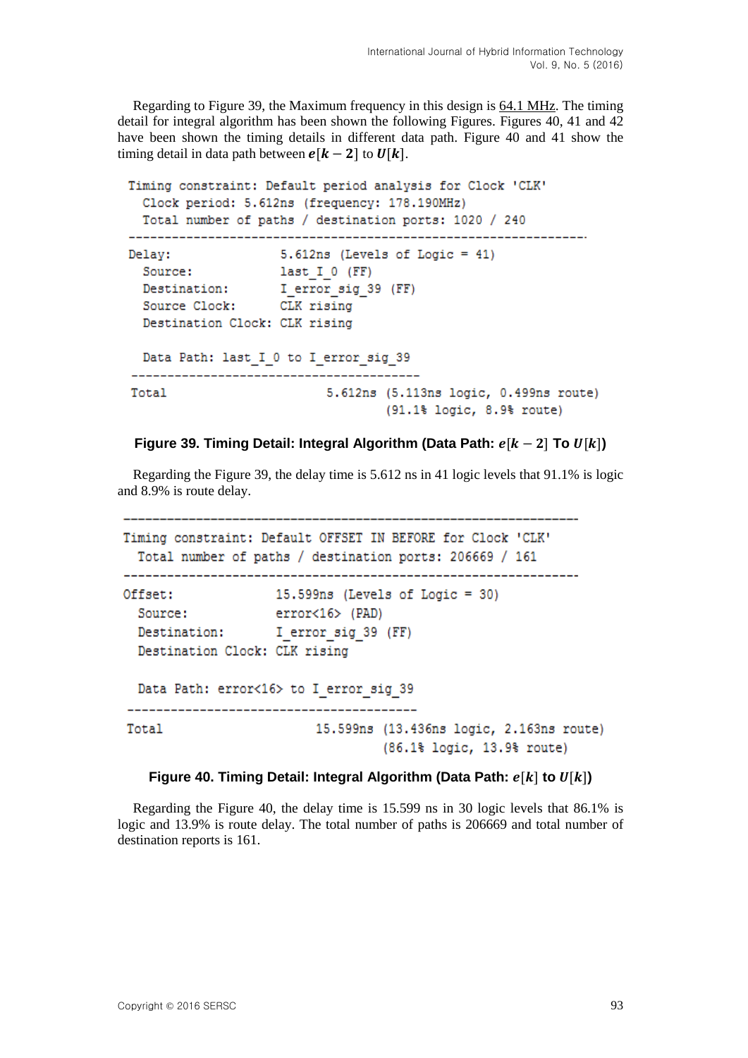Regarding to Figure 39, the Maximum frequency in this design is 64.1 MHz. The timing detail for integral algorithm has been shown the following Figures. Figures 40, 41 and 42 have been shown the timing details in different data path. Figure 40 and 41 show the timing detail in data path between $\boldsymbol{e}[\boldsymbol{k}-\mathbf{2}]$ to $\boldsymbol{U}[\boldsymbol{k}]$.

```
Timing constraint: Default period analysis for Clock 'CLK'
  Clock period: 5.612ns (frequency: 178.190MHz)
  Total number of paths / destination ports: 1020 / 240
-------------------------------------------------------------------
Delay:               5.612ns (Levels of Logic = 41)
  Source:            last_I_0 (FF)
  Destination:       I_error_sig_39 (FF)
  Source Clock:      CLK rising
  Destination Clock: CLK rising

  Data Path: last_I_0 to I_error_sig_39
 ----------------------------------------
 Total                      5.612ns (5.113ns logic, 0.499ns route)
                                    (91.1% logic, 8.9% route)
```

**Figure 39. Timing Detail: Integral Algorithm (Data Path: $e[k-2]$ To $U[k]$)**

Regarding the Figure 39, the delay time is 5.612 ns in 41 logic levels that 91.1% is logic and 8.9% is route delay.

```
-------------------------------------------------------------------
Timing constraint: Default OFFSET IN BEFORE for Clock 'CLK'
  Total number of paths / destination ports: 206669 / 161
-------------------------------------------------------------------
Offset:              15.599ns (Levels of Logic = 30)
  Source:            error<16> (PAD)
  Destination:       I_error_sig_39 (FF)
  Destination Clock: CLK rising

  Data Path: error<16> to I_error_sig_39
 ----------------------------------------
 Total                      15.599ns (13.436ns logic, 2.163ns route)
                                     (86.1% logic, 13.9% route)
```

**Figure 40. Timing Detail: Integral Algorithm (Data Path: $e[k]$ to $U[k]$)**

Regarding the Figure 40, the delay time is 15.599 ns in 30 logic levels that 86.1% is logic and 13.9% is route delay. The total number of paths is 206669 and total number of destination reports is 161.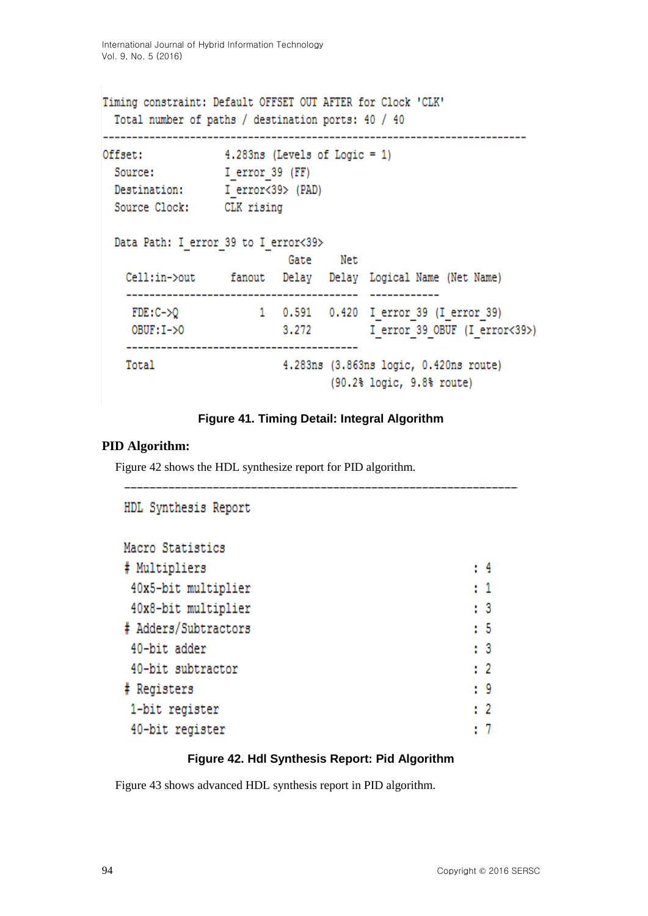```
Timing constraint: Default OFFSET OUT AFTER for Clock 'CLK'
  Total number of paths / destination ports: 40 / 40
-------------------------------------------------------------------------
Offset:              4.283ns (Levels of Logic = 1)
  Source:            I_error_39 (FF)
  Destination:       I_error<39> (PAD)
  Source Clock:      CLK rising

  Data Path: I_error_39 to I_error<39>
                                Gate     Net
    Cell:in->out      fanout   Delay   Delay  Logical Name (Net Name)
    ----------------------------------------  ------------
     FDE:C->Q              1   0.591   0.420  I_error_39 (I_error_39)
     OBUF:I->O                 3.272          I_error_39_OBUF (I_error<39>)
    ----------------------------------------
    Total                      4.283ns (3.863ns logic, 0.420ns route)
                                       (90.2% logic, 9.8% route)
```

**Figure 41. Timing Detail: Integral Algorithm**

**PID Algorithm:**

Figure 42 shows the HDL synthesize report for PID algorithm.

```
_________________________________________________________________
HDL Synthesis Report

Macro Statistics
# Multipliers                                          : 4
 40x5-bit multiplier                                   : 1
 40x8-bit multiplier                                   : 3
# Adders/Subtractors                                   : 5
 40-bit adder                                          : 3
 40-bit subtractor                                     : 2
# Registers                                            : 9
 1-bit register                                        : 2
 40-bit register                                       : 7
```

**Figure 42. Hdl Synthesis Report: Pid Algorithm**

Figure 43 shows advanced HDL synthesis report in PID algorithm.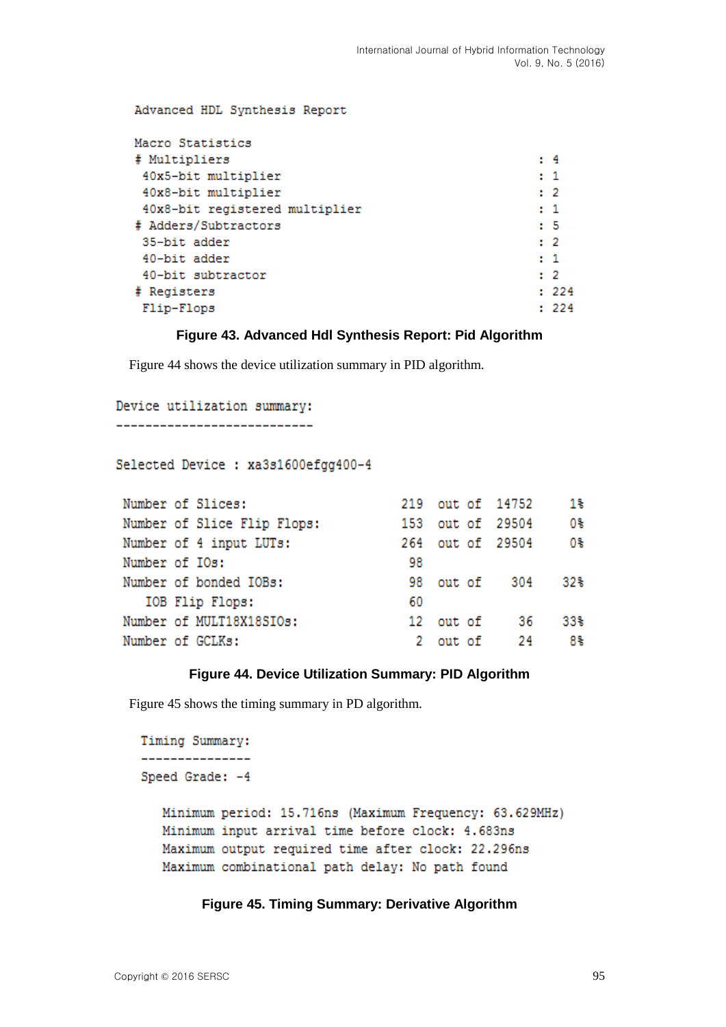```
Advanced HDL Synthesis Report

Macro Statistics
# Multipliers                                          : 4
 40x5-bit multiplier                                   : 1
 40x8-bit multiplier                                   : 2
 40x8-bit registered multiplier                        : 1
# Adders/Subtractors                                   : 5
 35-bit adder                                          : 2
 40-bit adder                                          : 1
 40-bit subtractor                                     : 2
# Registers                                            : 224
 Flip-Flops                                            : 224
```

**Figure 43. Advanced Hdl Synthesis Report: Pid Algorithm**

Figure 44 shows the device utilization summary in PID algorithm.

```
Device utilization summary:
---------------------------

Selected Device : xa3s1600efgg400-4

 Number of Slices:                      219  out of  14752     1%
 Number of Slice Flip Flops:            153  out of  29504     0%
 Number of 4 input LUTs:                264  out of  29504     0%
 Number of IOs:                          98
 Number of bonded IOBs:                  98  out of    304    32%
    IOB Flip Flops:                      60
 Number of MULT18X18SIOs:                12  out of     36    33%
 Number of GCLKs:                         2  out of     24     8%
```

**Figure 44. Device Utilization Summary: PID Algorithm**

Figure 45 shows the timing summary in PD algorithm.

```
Timing Summary:
---------------
Speed Grade: -4

   Minimum period: 15.716ns (Maximum Frequency: 63.629MHz)
   Minimum input arrival time before clock: 4.683ns
   Maximum output required time after clock: 22.296ns
   Maximum combinational path delay: No path found
```

**Figure 45. Timing Summary: Derivative Algorithm**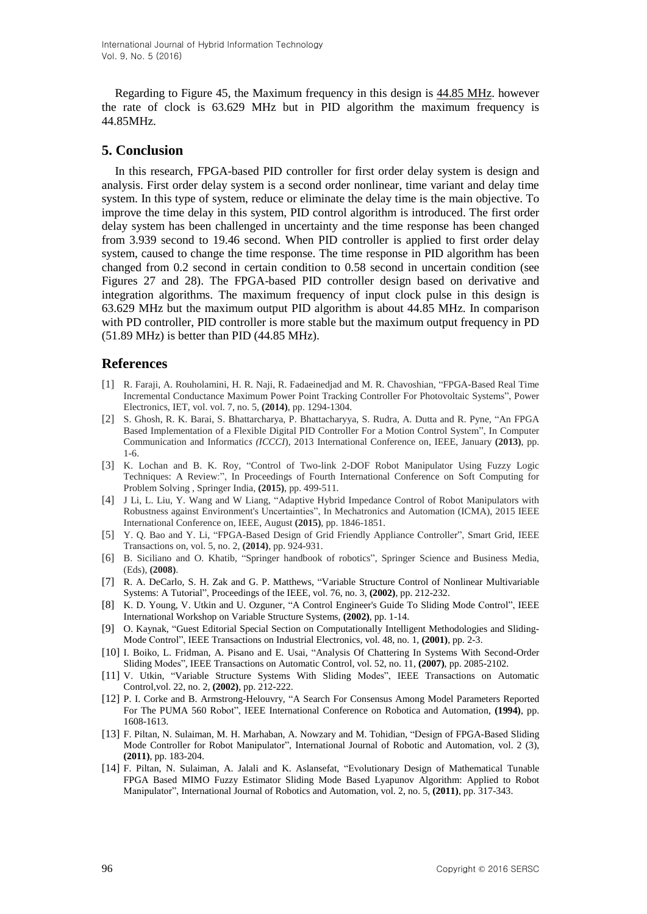Regarding to Figure 45, the Maximum frequency in this design is 44.85 MHz. however the rate of clock is 63.629 MHz but in PID algorithm the maximum frequency is 44.85MHz.

## 5. Conclusion

In this research, FPGA-based PID controller for first order delay system is design and analysis. First order delay system is a second order nonlinear, time variant and delay time system. In this type of system, reduce or eliminate the delay time is the main objective. To improve the time delay in this system, PID control algorithm is introduced. The first order delay system has been challenged in uncertainty and the time response has been changed from 3.939 second to 19.46 second. When PID controller is applied to first order delay system, caused to change the time response. The time response in PID algorithm has been changed from 0.2 second in certain condition to 0.58 second in uncertain condition (see Figures 27 and 28). The FPGA-based PID controller design based on derivative and integration algorithms. The maximum frequency of input clock pulse in this design is 63.629 MHz but the maximum output PID algorithm is about 44.85 MHz. In comparison with PD controller, PID controller is more stable but the maximum output frequency in PD (51.89 MHz) is better than PID (44.85 MHz).

## References

[1] R. Faraji, A. Rouholamini, H. R. Naji, R. Fadaeinedjad and M. R. Chavoshian, "FPGA-Based Real Time Incremental Conductance Maximum Power Point Tracking Controller For Photovoltaic Systems", Power Electronics, IET, vol. vol. 7, no. 5, **(2014)**, pp. 1294-1304.

[2] S. Ghosh, R. K. Barai, S. Bhattarcharya, P. Bhattacharyya, S. Rudra, A. Dutta and R. Pyne, "An FPGA Based Implementation of a Flexible Digital PID Controller For a Motion Control System", In Computer Communication and Informatics *(ICCCI)*, 2013 International Conference on, IEEE, January **(2013)**, pp. 1-6.

[3] K. Lochan and B. K. Roy, "Control of Two-link 2-DOF Robot Manipulator Using Fuzzy Logic Techniques: A Review:", In Proceedings of Fourth International Conference on Soft Computing for Problem Solving , Springer India, **(2015)**, pp. 499-511.

[4] J Li, L. Liu, Y. Wang and W Liang, "Adaptive Hybrid Impedance Control of Robot Manipulators with Robustness against Environment's Uncertainties", In Mechatronics and Automation (ICMA), 2015 IEEE International Conference on, IEEE, August **(2015)**, pp. 1846-1851.

[5] Y. Q. Bao and Y. Li, "FPGA-Based Design of Grid Friendly Appliance Controller", Smart Grid, IEEE Transactions on, vol. 5, no. 2, **(2014)**, pp. 924-931.

[6] B. Siciliano and O. Khatib, "Springer handbook of robotics", Springer Science and Business Media, (Eds), **(2008)**.

[7] R. A. DeCarlo, S. H. Zak and G. P. Matthews, "Variable Structure Control of Nonlinear Multivariable Systems: A Tutorial", Proceedings of the IEEE, vol. 76, no. 3, **(2002)**, pp. 212-232.

[8] K. D. Young, V. Utkin and U. Ozguner, "A Control Engineer's Guide To Sliding Mode Control", IEEE International Workshop on Variable Structure Systems, **(2002)**, pp. 1-14.

[9] O. Kaynak, "Guest Editorial Special Section on Computationally Intelligent Methodologies and Sliding-Mode Control", IEEE Transactions on Industrial Electronics, vol. 48, no. 1, **(2001)**, pp. 2-3.

[10] I. Boiko, L. Fridman, A. Pisano and E. Usai, "Analysis Of Chattering In Systems With Second-Order Sliding Modes", IEEE Transactions on Automatic Control, vol. 52, no. 11, **(2007)**, pp. 2085-2102.

[11] V. Utkin, "Variable Structure Systems With Sliding Modes", IEEE Transactions on Automatic Control,vol. 22, no. 2, **(2002)**, pp. 212-222.

[12] P. I. Corke and B. Armstrong-Helouvry, "A Search For Consensus Among Model Parameters Reported For The PUMA 560 Robot", IEEE International Conference on Robotica and Automation, **(1994)**, pp. 1608-1613.

[13] F. Piltan, N. Sulaiman, M. H. Marhaban, A. Nowzary and M. Tohidian, "Design of FPGA-Based Sliding Mode Controller for Robot Manipulator", International Journal of Robotic and Automation, vol. 2 (3), **(2011)**, pp. 183-204.

[14] F. Piltan, N. Sulaiman, A. Jalali and K. Aslansefat, "Evolutionary Design of Mathematical Tunable FPGA Based MIMO Fuzzy Estimator Sliding Mode Based Lyapunov Algorithm: Applied to Robot Manipulator", International Journal of Robotics and Automation, vol. 2, no. 5, **(2011)**, pp. 317-343.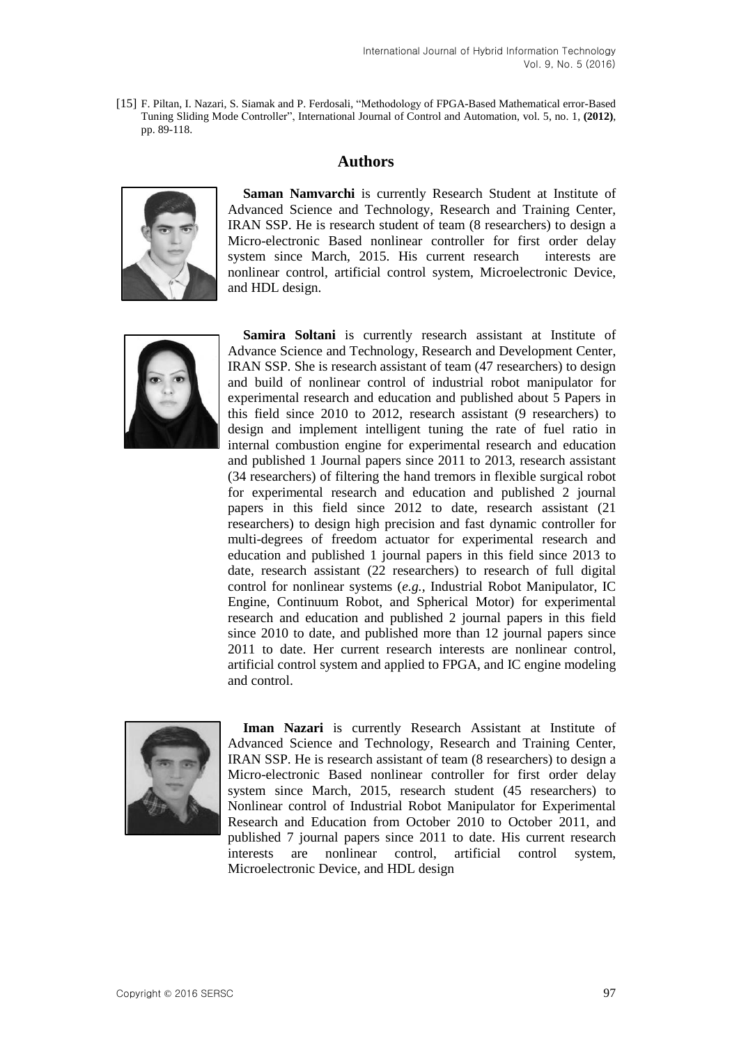[15] F. Piltan, I. Nazari, S. Siamak and P. Ferdosali, "Methodology of FPGA-Based Mathematical error-Based Tuning Sliding Mode Controller", International Journal of Control and Automation, vol. 5, no. 1, **(2012)**, pp. 89-118.

## Authors

**Saman Namvarchi** is currently Research Student at Institute of Advanced Science and Technology, Research and Training Center, IRAN SSP. He is research student of team (8 researchers) to design a Micro-electronic Based nonlinear controller for first order delay system since March, 2015. His current research interests are nonlinear control, artificial control system, Microelectronic Device, and HDL design.

**Samira Soltani** is currently research assistant at Institute of Advance Science and Technology, Research and Development Center, IRAN SSP. She is research assistant of team (47 researchers) to design and build of nonlinear control of industrial robot manipulator for experimental research and education and published about 5 Papers in this field since 2010 to 2012, research assistant (9 researchers) to design and implement intelligent tuning the rate of fuel ratio in internal combustion engine for experimental research and education and published 1 Journal papers since 2011 to 2013, research assistant (34 researchers) of filtering the hand tremors in flexible surgical robot for experimental research and education and published 2 journal papers in this field since 2012 to date, research assistant (21 researchers) to design high precision and fast dynamic controller for multi-degrees of freedom actuator for experimental research and education and published 1 journal papers in this field since 2013 to date, research assistant (22 researchers) to research of full digital control for nonlinear systems (*e.g.*, Industrial Robot Manipulator, IC Engine, Continuum Robot, and Spherical Motor) for experimental research and education and published 2 journal papers in this field since 2010 to date, and published more than 12 journal papers since 2011 to date. Her current research interests are nonlinear control, artificial control system and applied to FPGA, and IC engine modeling and control.

**Iman Nazari** is currently Research Assistant at Institute of Advanced Science and Technology, Research and Training Center, IRAN SSP. He is research assistant of team (8 researchers) to design a Micro-electronic Based nonlinear controller for first order delay system since March, 2015, research student (45 researchers) to Nonlinear control of Industrial Robot Manipulator for Experimental Research and Education from October 2010 to October 2011, and published 7 journal papers since 2011 to date. His current research interests are nonlinear control, artificial control system, Microelectronic Device, and HDL design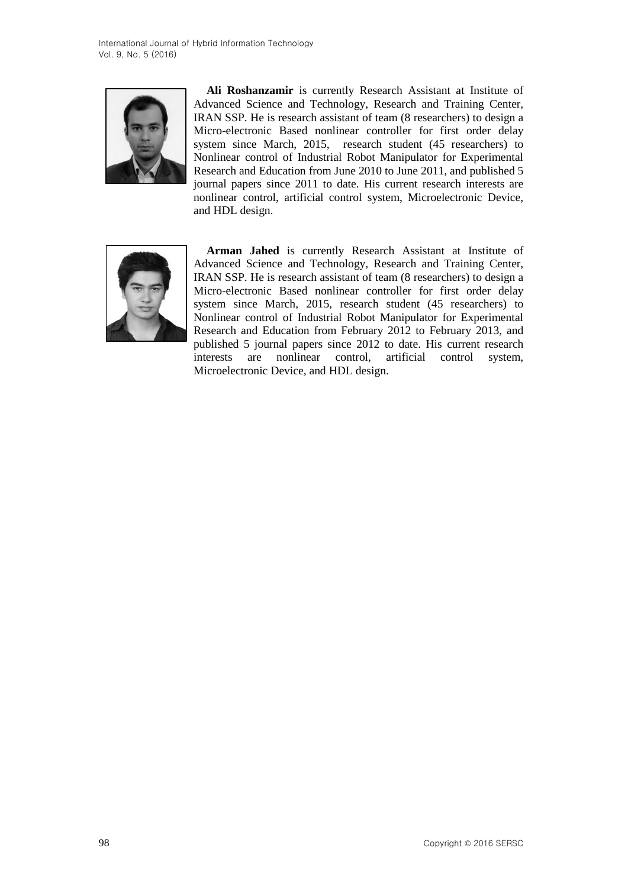**Ali Roshanzamir** is currently Research Assistant at Institute of Advanced Science and Technology, Research and Training Center, IRAN SSP. He is research assistant of team (8 researchers) to design a Micro-electronic Based nonlinear controller for first order delay system since March, 2015, research student (45 researchers) to Nonlinear control of Industrial Robot Manipulator for Experimental Research and Education from June 2010 to June 2011, and published 5 journal papers since 2011 to date. His current research interests are nonlinear control, artificial control system, Microelectronic Device, and HDL design.

**Arman Jahed** is currently Research Assistant at Institute of Advanced Science and Technology, Research and Training Center, IRAN SSP. He is research assistant of team (8 researchers) to design a Micro-electronic Based nonlinear controller for first order delay system since March, 2015, research student (45 researchers) to Nonlinear control of Industrial Robot Manipulator for Experimental Research and Education from February 2012 to February 2013, and published 5 journal papers since 2012 to date. His current research interests are nonlinear control, artificial control system, Microelectronic Device, and HDL design.